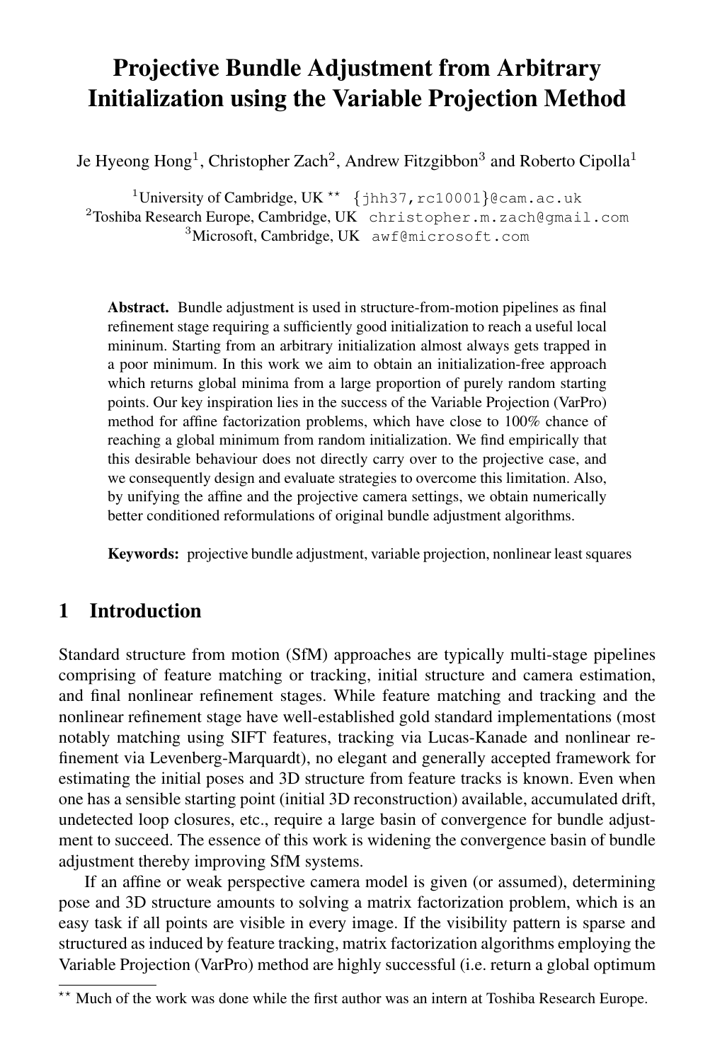# Projective Bundle Adjustment from Arbitrary Initialization using the Variable Projection Method

Je Hyeong Hong[1], Christopher Zach[2], Andrew Fitzgibbon[3] and Roberto Cipolla[1]

[1]University of Cambridge, UK ** {jhh37,rc10001}@cam.ac.uk
[2]Toshiba Research Europe, Cambridge, UK christopher.m.zach@gmail.com
[3]Microsoft, Cambridge, UK awf@microsoft.com

**Abstract.** Bundle adjustment is used in structure-from-motion pipelines as final refinement stage requiring a sufficiently good initialization to reach a useful local mininum. Starting from an arbitrary initialization almost always gets trapped in a poor minimum. In this work we aim to obtain an initialization-free approach which returns global minima from a large proportion of purely random starting points. Our key inspiration lies in the success of the Variable Projection (VarPro) method for affine factorization problems, which have close to 100% chance of reaching a global minimum from random initialization. We find empirically that this desirable behaviour does not directly carry over to the projective case, and we consequently design and evaluate strategies to overcome this limitation. Also, by unifying the affine and the projective camera settings, we obtain numerically better conditioned reformulations of original bundle adjustment algorithms.

**Keywords:** projective bundle adjustment, variable projection, nonlinear least squares

## 1 Introduction

Standard structure from motion (SfM) approaches are typically multi-stage pipelines comprising of feature matching or tracking, initial structure and camera estimation, and final nonlinear refinement stages. While feature matching and tracking and the nonlinear refinement stage have well-established gold standard implementations (most notably matching using SIFT features, tracking via Lucas-Kanade and nonlinear refinement via Levenberg-Marquardt), no elegant and generally accepted framework for estimating the initial poses and 3D structure from feature tracks is known. Even when one has a sensible starting point (initial 3D reconstruction) available, accumulated drift, undetected loop closures, etc., require a large basin of convergence for bundle adjustment to succeed. The essence of this work is widening the convergence basin of bundle adjustment thereby improving SfM systems.

If an affine or weak perspective camera model is given (or assumed), determining pose and 3D structure amounts to solving a matrix factorization problem, which is an easy task if all points are visible in every image. If the visibility pattern is sparse and structured as induced by feature tracking, matrix factorization algorithms employing the Variable Projection (VarPro) method are highly successful (i.e. return a global optimum

** Much of the work was done while the first author was an intern at Toshiba Research Europe.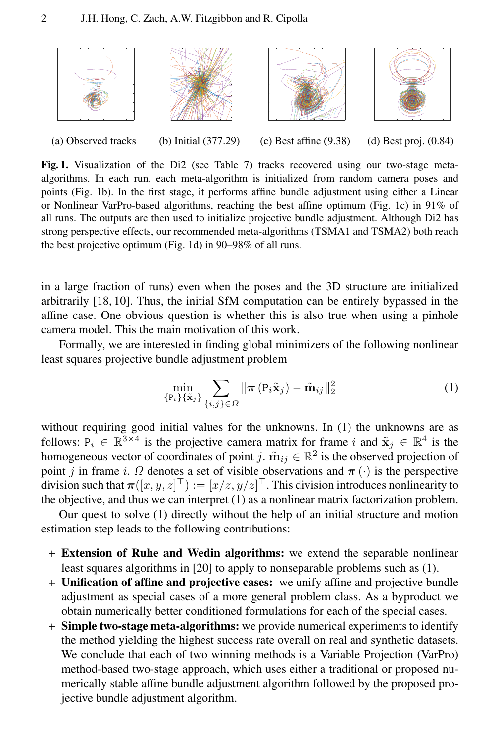(a) Observed tracks (b) Initial (377.29) (c) Best affine (9.38) (d) Best proj. (0.84)

**Fig. 1.** Visualization of the Di2 (see Table 7) tracks recovered using our two-stage meta-algorithms. In each run, each meta-algorithm is initialized from random camera poses and points (Fig. 1b). In the first stage, it performs affine bundle adjustment using either a Linear or Nonlinear VarPro-based algorithms, reaching the best affine optimum (Fig. 1c) in 91% of all runs. The outputs are then used to initialize projective bundle adjustment. Although Di2 has strong perspective effects, our recommended meta-algorithms (TSMA1 and TSMA2) both reach the best projective optimum (Fig. 1d) in 90–98% of all runs.

in a large fraction of runs) even when the poses and the 3D structure are initialized arbitrarily [18, 10]. Thus, the initial SfM computation can be entirely bypassed in the affine case. One obvious question is whether this is also true when using a pinhole camera model. This the main motivation of this work.

Formally, we are interested in finding global minimizers of the following nonlinear least squares projective bundle adjustment problem

$$\min_{\{\mathtt{P}_i\}\{\tilde{\mathbf{x}}_j\}} \sum_{\{i,j\}\in\Omega} \left\| \boldsymbol{\pi}\left(\mathtt{P}_i \tilde{\mathbf{x}}_j\right) - \tilde{\mathbf{m}}_{ij} \right\|_2^2 \tag{1}$$

without requiring good initial values for the unknowns. In (1) the unknowns are as follows: $\mathtt{P}_i \in \mathbb{R}^{3\times 4}$ is the projective camera matrix for frame $i$ and $\tilde{\mathbf{x}}_j \in \mathbb{R}^4$ is the homogeneous vector of coordinates of point $j$. $\tilde{\mathbf{m}}_{ij} \in \mathbb{R}^2$ is the observed projection of point $j$ in frame $i$. $\Omega$ denotes a set of visible observations and $\boldsymbol{\pi}(\cdot)$ is the perspective division such that $\boldsymbol{\pi}([x, y, z]^\top) := [x/z, y/z]^\top$. This division introduces nonlinearity to the objective, and thus we can interpret (1) as a nonlinear matrix factorization problem.

Our quest to solve (1) directly without the help of an initial structure and motion estimation step leads to the following contributions:

+ **Extension of Ruhe and Wedin algorithms:** we extend the separable nonlinear least squares algorithms in [20] to apply to nonseparable problems such as (1).
+ **Unification of affine and projective cases:** we unify affine and projective bundle adjustment as special cases of a more general problem class. As a byproduct we obtain numerically better conditioned formulations for each of the special cases.
+ **Simple two-stage meta-algorithms:** we provide numerical experiments to identify the method yielding the highest success rate overall on real and synthetic datasets. We conclude that each of two winning methods is a Variable Projection (VarPro) method-based two-stage approach, which uses either a traditional or proposed numerically stable affine bundle adjustment algorithm followed by the proposed projective bundle adjustment algorithm.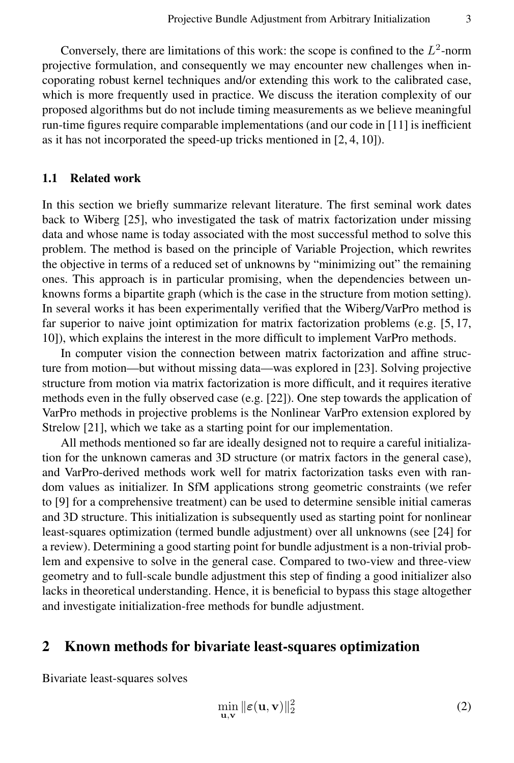Conversely, there are limitations of this work: the scope is confined to the $L^2$-norm projective formulation, and consequently we may encounter new challenges when incoporating robust kernel techniques and/or extending this work to the calibrated case, which is more frequently used in practice. We discuss the iteration complexity of our proposed algorithms but do not include timing measurements as we believe meaningful run-time figures require comparable implementations (and our code in [11] is inefficient as it has not incorporated the speed-up tricks mentioned in [2, 4, 10]).

### 1.1 Related work

In this section we briefly summarize relevant literature. The first seminal work dates back to Wiberg [25], who investigated the task of matrix factorization under missing data and whose name is today associated with the most successful method to solve this problem. The method is based on the principle of Variable Projection, which rewrites the objective in terms of a reduced set of unknowns by "minimizing out" the remaining ones. This approach is in particular promising, when the dependencies between unknowns forms a bipartite graph (which is the case in the structure from motion setting). In several works it has been experimentally verified that the Wiberg/VarPro method is far superior to naive joint optimization for matrix factorization problems (e.g. [5, 17, 10]), which explains the interest in the more difficult to implement VarPro methods.

In computer vision the connection between matrix factorization and affine structure from motion—but without missing data—was explored in [23]. Solving projective structure from motion via matrix factorization is more difficult, and it requires iterative methods even in the fully observed case (e.g. [22]). One step towards the application of VarPro methods in projective problems is the Nonlinear VarPro extension explored by Strelow [21], which we take as a starting point for our implementation.

All methods mentioned so far are ideally designed not to require a careful initialization for the unknown cameras and 3D structure (or matrix factors in the general case), and VarPro-derived methods work well for matrix factorization tasks even with random values as initializer. In SfM applications strong geometric constraints (we refer to [9] for a comprehensive treatment) can be used to determine sensible initial cameras and 3D structure. This initialization is subsequently used as starting point for nonlinear least-squares optimization (termed bundle adjustment) over all unknowns (see [24] for a review). Determining a good starting point for bundle adjustment is a non-trivial problem and expensive to solve in the general case. Compared to two-view and three-view geometry and to full-scale bundle adjustment this step of finding a good initializer also lacks in theoretical understanding. Hence, it is beneficial to bypass this stage altogether and investigate initialization-free methods for bundle adjustment.

## 2 Known methods for bivariate least-squares optimization

Bivariate least-squares solves

$$\min_{\mathbf{u},\mathbf{v}} \|\varepsilon(\mathbf{u},\mathbf{v})\|_2^2 \tag{2}$$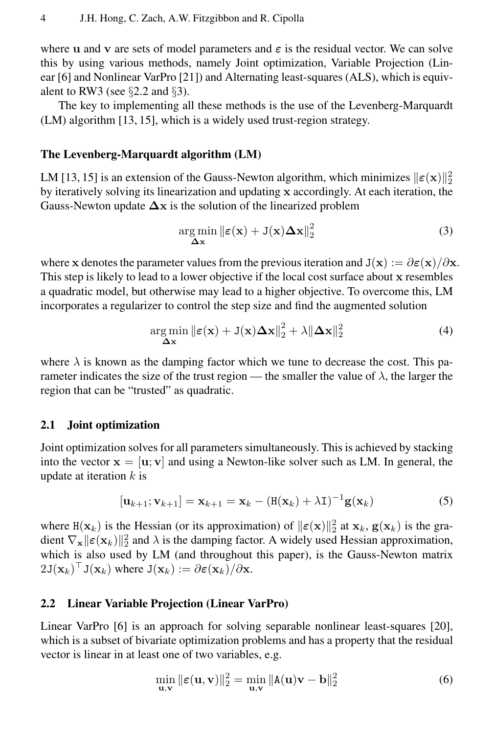where $\mathbf{u}$ and $\mathbf{v}$ are sets of model parameters and $\boldsymbol{\varepsilon}$ is the residual vector. We can solve this by using various methods, namely Joint optimization, Variable Projection (Linear [6] and Nonlinear VarPro [21]) and Alternating least-squares (ALS), which is equivalent to RW3 (see §2.2 and §3).

The key to implementing all these methods is the use of the Levenberg-Marquardt (LM) algorithm [13, 15], which is a widely used trust-region strategy.

**The Levenberg-Marquardt algorithm (LM)**

LM [13, 15] is an extension of the Gauss-Newton algorithm, which minimizes $\|\boldsymbol{\varepsilon}(\mathbf{x})\|_2^2$ by iteratively solving its linearization and updating $\mathbf{x}$ accordingly. At each iteration, the Gauss-Newton update $\boldsymbol{\Delta}\mathbf{x}$ is the solution of the linearized problem

$$\arg\min_{\boldsymbol{\Delta}\mathbf{x}} \|\boldsymbol{\varepsilon}(\mathbf{x}) + \mathtt{J}(\mathbf{x})\boldsymbol{\Delta}\mathbf{x}\|_2^2 \tag{3}$$

where $\mathbf{x}$ denotes the parameter values from the previous iteration and $\mathtt{J}(\mathbf{x}) := \partial\boldsymbol{\varepsilon}(\mathbf{x})/\partial\mathbf{x}$. This step is likely to lead to a lower objective if the local cost surface about $\mathbf{x}$ resembles a quadratic model, but otherwise may lead to a higher objective. To overcome this, LM incorporates a regularizer to control the step size and find the augmented solution

$$\arg\min_{\boldsymbol{\Delta}\mathbf{x}} \|\boldsymbol{\varepsilon}(\mathbf{x}) + \mathtt{J}(\mathbf{x})\boldsymbol{\Delta}\mathbf{x}\|_2^2 + \lambda\|\boldsymbol{\Delta}\mathbf{x}\|_2^2 \tag{4}$$

where $\lambda$ is known as the damping factor which we tune to decrease the cost. This parameter indicates the size of the trust region — the smaller the value of $\lambda$, the larger the region that can be "trusted" as quadratic.

## 2.1 Joint optimization

Joint optimization solves for all parameters simultaneously. This is achieved by stacking into the vector $\mathbf{x} = [\mathbf{u}; \mathbf{v}]$ and using a Newton-like solver such as LM. In general, the update at iteration $k$ is

$$[\mathbf{u}_{k+1}; \mathbf{v}_{k+1}] = \mathbf{x}_{k+1} = \mathbf{x}_k - (\mathtt{H}(\mathbf{x}_k) + \lambda\mathtt{I})^{-1}\mathbf{g}(\mathbf{x}_k) \tag{5}$$

where $\mathtt{H}(\mathbf{x}_k)$ is the Hessian (or its approximation) of $\|\boldsymbol{\varepsilon}(\mathbf{x})\|_2^2$ at $\mathbf{x}_k$, $\mathbf{g}(\mathbf{x}_k)$ is the gradient $\nabla_{\mathbf{x}}\|\boldsymbol{\varepsilon}(\mathbf{x}_k)\|_2^2$ and $\lambda$ is the damping factor. A widely used Hessian approximation, which is also used by LM (and throughout this paper), is the Gauss-Newton matrix $2\mathtt{J}(\mathbf{x}_k)^\top\mathtt{J}(\mathbf{x}_k)$ where $\mathtt{J}(\mathbf{x}_k) := \partial\boldsymbol{\varepsilon}(\mathbf{x}_k)/\partial\mathbf{x}$.

## 2.2 Linear Variable Projection (Linear VarPro)

Linear VarPro [6] is an approach for solving separable nonlinear least-squares [20], which is a subset of bivariate optimization problems and has a property that the residual vector is linear in at least one of two variables, e.g.

$$\min_{\mathbf{u},\mathbf{v}} \|\boldsymbol{\varepsilon}(\mathbf{u}, \mathbf{v})\|_2^2 = \min_{\mathbf{u},\mathbf{v}} \|\mathtt{A}(\mathbf{u})\mathbf{v} - \mathbf{b}\|_2^2 \tag{6}$$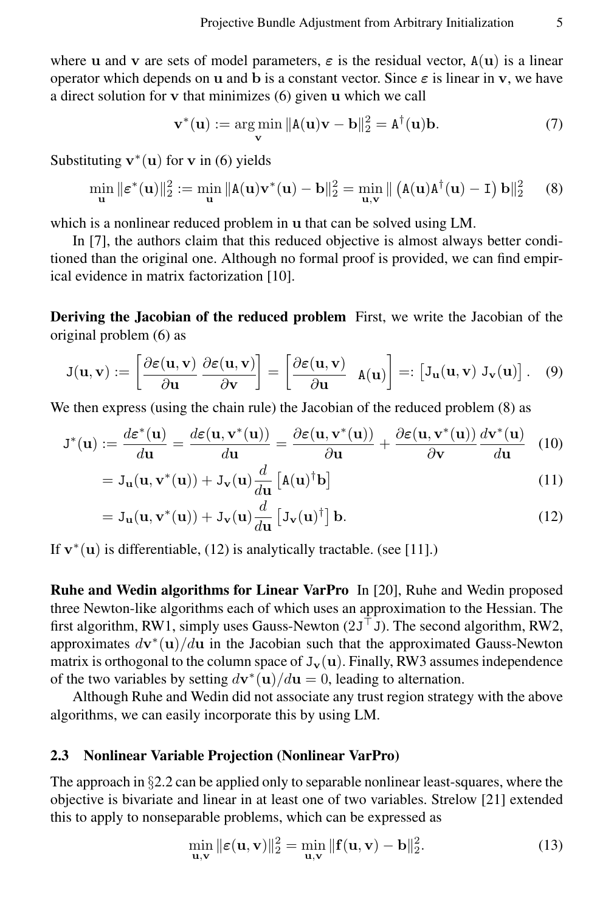where $\mathbf{u}$ and $\mathbf{v}$ are sets of model parameters, $\boldsymbol{\varepsilon}$ is the residual vector, $\mathtt{A}(\mathbf{u})$ is a linear operator which depends on $\mathbf{u}$ and $\mathbf{b}$ is a constant vector. Since $\boldsymbol{\varepsilon}$ is linear in $\mathbf{v}$, we have a direct solution for $\mathbf{v}$ that minimizes (6) given $\mathbf{u}$ which we call

$$\mathbf{v}^*(\mathbf{u}) := \arg\min_{\mathbf{v}} \|\mathtt{A}(\mathbf{u})\mathbf{v} - \mathbf{b}\|_2^2 = \mathtt{A}^\dagger(\mathbf{u})\mathbf{b}. \tag{7}$$

Substituting $\mathbf{v}^*(\mathbf{u})$ for $\mathbf{v}$ in (6) yields

$$\min_{\mathbf{u}} \|\boldsymbol{\varepsilon}^*(\mathbf{u})\|_2^2 := \min_{\mathbf{u}} \|\mathtt{A}(\mathbf{u})\mathbf{v}^*(\mathbf{u}) - \mathbf{b}\|_2^2 = \min_{\mathbf{u},\mathbf{v}} \| \left(\mathtt{A}(\mathbf{u})\mathtt{A}^\dagger(\mathbf{u}) - \mathtt{I}\right)\mathbf{b}\|_2^2 \tag{8}$$

which is a nonlinear reduced problem in $\mathbf{u}$ that can be solved using LM.

In [7], the authors claim that this reduced objective is almost always better conditioned than the original one. Although no formal proof is provided, we can find empirical evidence in matrix factorization [10].

**Deriving the Jacobian of the reduced problem** First, we write the Jacobian of the original problem (6) as

$$\mathtt{J}(\mathbf{u},\mathbf{v}) := \left[\frac{\partial \boldsymbol{\varepsilon}(\mathbf{u},\mathbf{v})}{\partial \mathbf{u}} \; \frac{\partial \boldsymbol{\varepsilon}(\mathbf{u},\mathbf{v})}{\partial \mathbf{v}}\right] = \left[\frac{\partial \boldsymbol{\varepsilon}(\mathbf{u},\mathbf{v})}{\partial \mathbf{u}} \quad \mathtt{A}(\mathbf{u})\right] =: \left[\mathtt{J}_{\mathbf{u}}(\mathbf{u},\mathbf{v}) \; \mathtt{J}_{\mathbf{v}}(\mathbf{u})\right]. \tag{9}$$

We then express (using the chain rule) the Jacobian of the reduced problem (8) as

$$\mathtt{J}^*(\mathbf{u}) := \frac{d\boldsymbol{\varepsilon}^*(\mathbf{u})}{d\mathbf{u}} = \frac{d\boldsymbol{\varepsilon}(\mathbf{u},\mathbf{v}^*(\mathbf{u}))}{d\mathbf{u}} = \frac{\partial \boldsymbol{\varepsilon}(\mathbf{u},\mathbf{v}^*(\mathbf{u}))}{\partial \mathbf{u}} + \frac{\partial \boldsymbol{\varepsilon}(\mathbf{u},\mathbf{v}^*(\mathbf{u}))}{\partial \mathbf{v}}\frac{d\mathbf{v}^*(\mathbf{u})}{d\mathbf{u}} \tag{10}$$

$$= \mathtt{J}_{\mathbf{u}}(\mathbf{u},\mathbf{v}^*(\mathbf{u})) + \mathtt{J}_{\mathbf{v}}(\mathbf{u})\frac{d}{d\mathbf{u}}\left[\mathtt{A}(\mathbf{u})^\dagger \mathbf{b}\right] \tag{11}$$

$$= \mathtt{J}_{\mathbf{u}}(\mathbf{u},\mathbf{v}^*(\mathbf{u})) + \mathtt{J}_{\mathbf{v}}(\mathbf{u})\frac{d}{d\mathbf{u}}\left[\mathtt{J}_{\mathbf{v}}(\mathbf{u})^\dagger\right]\mathbf{b}. \tag{12}$$

If $\mathbf{v}^*(\mathbf{u})$ is differentiable, (12) is analytically tractable. (see [11].)

**Ruhe and Wedin algorithms for Linear VarPro** In [20], Ruhe and Wedin proposed three Newton-like algorithms each of which uses an approximation to the Hessian. The first algorithm, RW1, simply uses Gauss-Newton ($2\mathtt{J}^\top\mathtt{J}$). The second algorithm, RW2, approximates $d\mathbf{v}^*(\mathbf{u})/d\mathbf{u}$ in the Jacobian such that the approximated Gauss-Newton matrix is orthogonal to the column space of $\mathtt{J}_{\mathbf{v}}(\mathbf{u})$. Finally, RW3 assumes independence of the two variables by setting $d\mathbf{v}^*(\mathbf{u})/d\mathbf{u} = 0$, leading to alternation.

Although Ruhe and Wedin did not associate any trust region strategy with the above algorithms, we can easily incorporate this by using LM.

### 2.3 Nonlinear Variable Projection (Nonlinear VarPro)

The approach in §2.2 can be applied only to separable nonlinear least-squares, where the objective is bivariate and linear in at least one of two variables. Strelow [21] extended this to apply to nonseparable problems, which can be expressed as

$$\min_{\mathbf{u},\mathbf{v}} \|\boldsymbol{\varepsilon}(\mathbf{u},\mathbf{v})\|_2^2 = \min_{\mathbf{u},\mathbf{v}} \|\mathbf{f}(\mathbf{u},\mathbf{v}) - \mathbf{b}\|_2^2. \tag{13}$$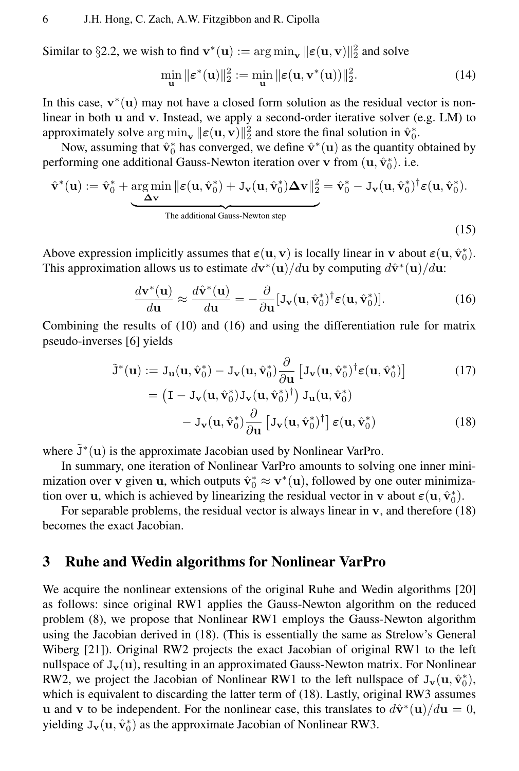Similar to §2.2, we wish to find $\mathbf{v}^*(\mathbf{u}) := \arg\min_{\mathbf{v}} \|\boldsymbol{\varepsilon}(\mathbf{u}, \mathbf{v})\|_2^2$ and solve

$$\min_{\mathbf{u}} \|\boldsymbol{\varepsilon}^*(\mathbf{u})\|_2^2 := \min_{\mathbf{u}} \|\boldsymbol{\varepsilon}(\mathbf{u}, \mathbf{v}^*(\mathbf{u}))\|_2^2. \tag{14}$$

In this case, $\mathbf{v}^*(\mathbf{u})$ may not have a closed form solution as the residual vector is nonlinear in both $\mathbf{u}$ and $\mathbf{v}$. Instead, we apply a second-order iterative solver (e.g. LM) to approximately solve $\arg\min_{\mathbf{v}} \|\boldsymbol{\varepsilon}(\mathbf{u}, \mathbf{v})\|_2^2$ and store the final solution in $\hat{\mathbf{v}}_0^*$.

Now, assuming that $\hat{\mathbf{v}}_0^*$ has converged, we define $\hat{\mathbf{v}}^*(\mathbf{u})$ as the quantity obtained by performing one additional Gauss-Newton iteration over $\mathbf{v}$ from $(\mathbf{u}, \hat{\mathbf{v}}_0^*)$. i.e.

$$\hat{\mathbf{v}}^*(\mathbf{u}) := \hat{\mathbf{v}}_0^* + \underbrace{\arg\min_{\boldsymbol{\Delta}\mathbf{v}} \|\boldsymbol{\varepsilon}(\mathbf{u}, \hat{\mathbf{v}}_0^*) + \mathtt{J}_{\mathbf{v}}(\mathbf{u}, \hat{\mathbf{v}}_0^*)\boldsymbol{\Delta}\mathbf{v}\|_2^2}_{\text{The additional Gauss-Newton step}} = \hat{\mathbf{v}}_0^* - \mathtt{J}_{\mathbf{v}}(\mathbf{u}, \hat{\mathbf{v}}_0^*)^\dagger \boldsymbol{\varepsilon}(\mathbf{u}, \hat{\mathbf{v}}_0^*). \tag{15}$$

Above expression implicitly assumes that $\boldsymbol{\varepsilon}(\mathbf{u}, \mathbf{v})$ is locally linear in $\mathbf{v}$ about $\boldsymbol{\varepsilon}(\mathbf{u}, \hat{\mathbf{v}}_0^*)$. This approximation allows us to estimate $d\mathbf{v}^*(\mathbf{u})/d\mathbf{u}$ by computing $d\hat{\mathbf{v}}^*(\mathbf{u})/d\mathbf{u}$:

$$\frac{d\mathbf{v}^*(\mathbf{u})}{d\mathbf{u}} \approx \frac{d\hat{\mathbf{v}}^*(\mathbf{u})}{d\mathbf{u}} = -\frac{\partial}{\partial \mathbf{u}}[\mathtt{J}_{\mathbf{v}}(\mathbf{u}, \hat{\mathbf{v}}_0^*)^\dagger \boldsymbol{\varepsilon}(\mathbf{u}, \hat{\mathbf{v}}_0^*)]. \tag{16}$$

Combining the results of (10) and (16) and using the differentiation rule for matrix pseudo-inverses [6] yields

$$\tilde{\mathtt{J}}^*(\mathbf{u}) := \mathtt{J}_{\mathbf{u}}(\mathbf{u}, \hat{\mathbf{v}}_0^*) - \mathtt{J}_{\mathbf{v}}(\mathbf{u}, \hat{\mathbf{v}}_0^*)\frac{\partial}{\partial \mathbf{u}}\left[\mathtt{J}_{\mathbf{v}}(\mathbf{u}, \hat{\mathbf{v}}_0^*)^\dagger \boldsymbol{\varepsilon}(\mathbf{u}, \hat{\mathbf{v}}_0^*)\right] \tag{17}$$

$$= \left(\mathtt{I} - \mathtt{J}_{\mathbf{v}}(\mathbf{u}, \hat{\mathbf{v}}_0^*)\mathtt{J}_{\mathbf{v}}(\mathbf{u}, \hat{\mathbf{v}}_0^*)^\dagger\right)\mathtt{J}_{\mathbf{u}}(\mathbf{u}, \hat{\mathbf{v}}_0^*) - \mathtt{J}_{\mathbf{v}}(\mathbf{u}, \hat{\mathbf{v}}_0^*)\frac{\partial}{\partial \mathbf{u}}\left[\mathtt{J}_{\mathbf{v}}(\mathbf{u}, \hat{\mathbf{v}}_0^*)^\dagger\right]\boldsymbol{\varepsilon}(\mathbf{u}, \hat{\mathbf{v}}_0^*) \tag{18}$$

where $\tilde{\mathtt{J}}^*(\mathbf{u})$ is the approximate Jacobian used by Nonlinear VarPro.

In summary, one iteration of Nonlinear VarPro amounts to solving one inner minimization over $\mathbf{v}$ given $\mathbf{u}$, which outputs $\hat{\mathbf{v}}_0^* \approx \mathbf{v}^*(\mathbf{u})$, followed by one outer minimization over $\mathbf{u}$, which is achieved by linearizing the residual vector in $\mathbf{v}$ about $\boldsymbol{\varepsilon}(\mathbf{u}, \hat{\mathbf{v}}_0^*)$.

For separable problems, the residual vector is always linear in $\mathbf{v}$, and therefore (18) becomes the exact Jacobian.

## 3 Ruhe and Wedin algorithms for Nonlinear VarPro

We acquire the nonlinear extensions of the original Ruhe and Wedin algorithms [20] as follows: since original RW1 applies the Gauss-Newton algorithm on the reduced problem (8), we propose that Nonlinear RW1 employs the Gauss-Newton algorithm using the Jacobian derived in (18). (This is essentially the same as Strelow's General Wiberg [21]). Original RW2 projects the exact Jacobian of original RW1 to the left nullspace of $\mathtt{J}_{\mathbf{v}}(\mathbf{u})$, resulting in an approximated Gauss-Newton matrix. For Nonlinear RW2, we project the Jacobian of Nonlinear RW1 to the left nullspace of $\mathtt{J}_{\mathbf{v}}(\mathbf{u}, \hat{\mathbf{v}}_0^*)$, which is equivalent to discarding the latter term of (18). Lastly, original RW3 assumes $\mathbf{u}$ and $\mathbf{v}$ to be independent. For the nonlinear case, this translates to $d\hat{\mathbf{v}}^*(\mathbf{u})/d\mathbf{u} = 0$, yielding $\mathtt{J}_{\mathbf{v}}(\mathbf{u}, \hat{\mathbf{v}}_0^*)$ as the approximate Jacobian of Nonlinear RW3.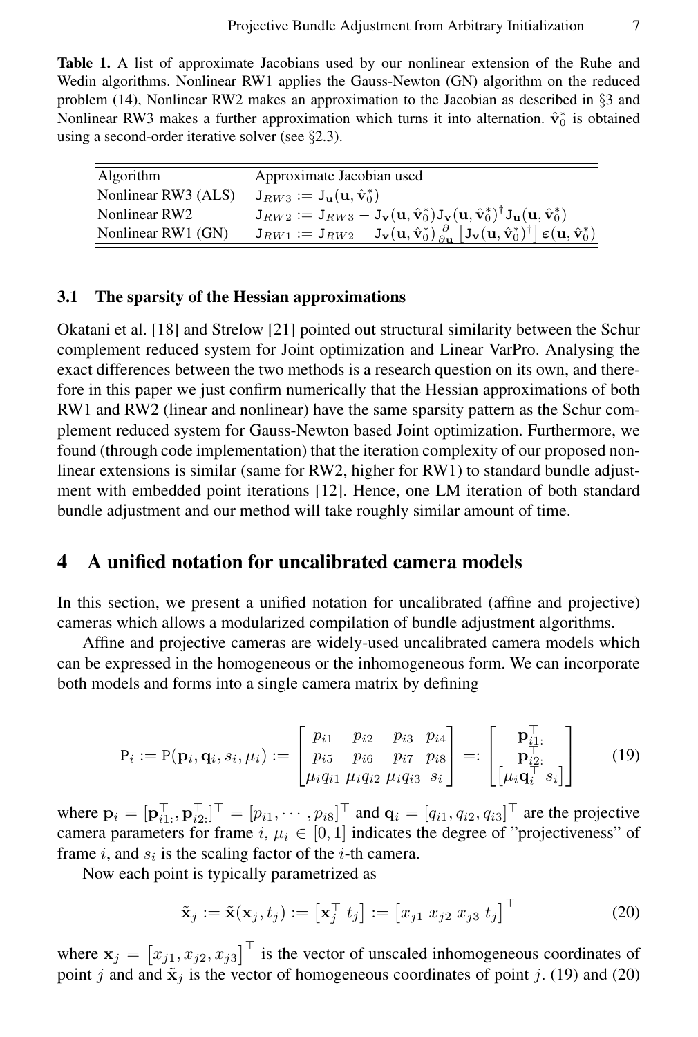**Table 1.** A list of approximate Jacobians used by our nonlinear extension of the Ruhe and Wedin algorithms. Nonlinear RW1 applies the Gauss-Newton (GN) algorithm on the reduced problem (14), Nonlinear RW2 makes an approximation to the Jacobian as described in §3 and Nonlinear RW3 makes a further approximation which turns it into alternation. $\hat{\mathbf{v}}_0^*$ is obtained using a second-order iterative solver (see §2.3).

| Algorithm | Approximate Jacobian used |
| --- | --- |
| Nonlinear RW3 (ALS) | $\mathtt{J}_{RW3} := \mathtt{J}_{\mathbf{u}}(\mathbf{u}, \hat{\mathbf{v}}_0^*)$ |
| Nonlinear RW2 | $\mathtt{J}_{RW2} := \mathtt{J}_{RW3} - \mathtt{J}_{\mathbf{v}}(\mathbf{u}, \hat{\mathbf{v}}_0^*)\mathtt{J}_{\mathbf{v}}(\mathbf{u}, \hat{\mathbf{v}}_0^*)^{\dagger}\mathtt{J}_{\mathbf{u}}(\mathbf{u}, \hat{\mathbf{v}}_0^*)$ |
| Nonlinear RW1 (GN) | $\mathtt{J}_{RW1} := \mathtt{J}_{RW2} - \mathtt{J}_{\mathbf{v}}(\mathbf{u}, \hat{\mathbf{v}}_0^*)\frac{\partial}{\partial \mathbf{u}}\left[\mathtt{J}_{\mathbf{v}}(\mathbf{u}, \hat{\mathbf{v}}_0^*)^{\dagger}\right]\boldsymbol{\varepsilon}(\mathbf{u}, \hat{\mathbf{v}}_0^*)$ |

### 3.1 The sparsity of the Hessian approximations

Okatani et al. [18] and Strelow [21] pointed out structural similarity between the Schur complement reduced system for Joint optimization and Linear VarPro. Analysing the exact differences between the two methods is a research question on its own, and therefore in this paper we just confirm numerically that the Hessian approximations of both RW1 and RW2 (linear and nonlinear) have the same sparsity pattern as the Schur complement reduced system for Gauss-Newton based Joint optimization. Furthermore, we found (through code implementation) that the iteration complexity of our proposed nonlinear extensions is similar (same for RW2, higher for RW1) to standard bundle adjustment with embedded point iterations [12]. Hence, one LM iteration of both standard bundle adjustment and our method will take roughly similar amount of time.

## 4 A unified notation for uncalibrated camera models

In this section, we present a unified notation for uncalibrated (affine and projective) cameras which allows a modularized compilation of bundle adjustment algorithms.

Affine and projective cameras are widely-used uncalibrated camera models which can be expressed in the homogeneous or the inhomogeneous form. We can incorporate both models and forms into a single camera matrix by defining

$$\mathtt{P}_i := \mathtt{P}(\mathbf{p}_i, \mathbf{q}_i, s_i, \mu_i) := \begin{bmatrix} p_{i1} & p_{i2} & p_{i3} & p_{i4} \\ p_{i5} & p_{i6} & p_{i7} & p_{i8} \\ \mu_i q_{i1} & \mu_i q_{i2} & \mu_i q_{i3} & s_i \end{bmatrix} =: \begin{bmatrix} \mathbf{p}_{i1:}^{\top} \\ \mathbf{p}_{i2:}^{\top} \\ \left[\mu_i \mathbf{q}_i^{\top} \; s_i\right] \end{bmatrix} \tag{19}$$

where $\mathbf{p}_i = [\mathbf{p}_{i1:}^{\top}, \mathbf{p}_{i2:}^{\top}]^{\top} = [p_{i1}, \cdots, p_{i8}]^{\top}$ and $\mathbf{q}_i = [q_{i1}, q_{i2}, q_{i3}]^{\top}$ are the projective camera parameters for frame $i$, $\mu_i \in [0, 1]$ indicates the degree of "projectiveness" of frame $i$, and $s_i$ is the scaling factor of the $i$-th camera.

Now each point is typically parametrized as

$$\tilde{\mathbf{x}}_j := \tilde{\mathbf{x}}(\mathbf{x}_j, t_j) := \left[\mathbf{x}_j^{\top} \; t_j\right] := \left[x_{j1} \; x_{j2} \; x_{j3} \; t_j\right]^{\top} \tag{20}$$

where $\mathbf{x}_j = \left[x_{j1}, x_{j2}, x_{j3}\right]^{\top}$ is the vector of unscaled inhomogeneous coordinates of point $j$ and and $\tilde{\mathbf{x}}_j$ is the vector of homogeneous coordinates of point $j$. (19) and (20)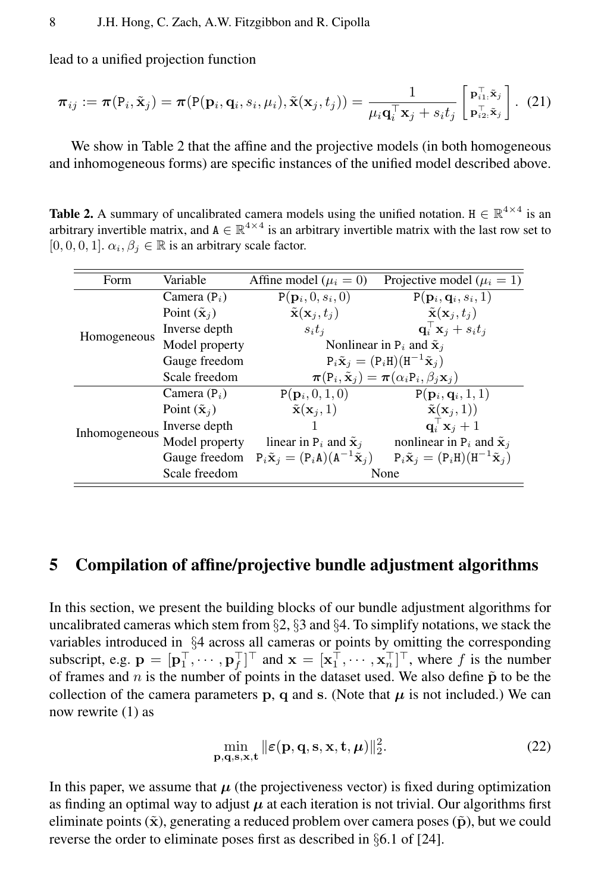lead to a unified projection function

$$\boldsymbol{\pi}_{ij} := \boldsymbol{\pi}(\mathtt{P}_i, \tilde{\mathbf{x}}_j) = \boldsymbol{\pi}(\mathtt{P}(\mathbf{p}_i, \mathbf{q}_i, s_i, \mu_i), \tilde{\mathbf{x}}(\mathbf{x}_j, t_j)) = \frac{1}{\mu_i \mathbf{q}_i^\top \mathbf{x}_j + s_i t_j} \begin{bmatrix} \mathbf{p}_{i1:}^\top \tilde{\mathbf{x}}_j \\ \mathbf{p}_{i2:}^\top \tilde{\mathbf{x}}_j \end{bmatrix}. \quad (21)$$

We show in Table 2 that the affine and the projective models (in both homogeneous and inhomogeneous forms) are specific instances of the unified model described above.

**Table 2.** A summary of uncalibrated camera models using the unified notation. $\mathtt{H} \in \mathbb{R}^{4\times4}$ is an arbitrary invertible matrix, and $\mathtt{A} \in \mathbb{R}^{4\times4}$ is an arbitrary invertible matrix with the last row set to $[0, 0, 0, 1]$. $\alpha_i, \beta_j \in \mathbb{R}$ is an arbitrary scale factor.

| Form | Variable | Affine model ($\mu_i = 0$) | Projective model ($\mu_i = 1$) |
|---|---|---|---|
| Homogeneous | Camera ($\mathtt{P}_i$) | $\mathtt{P}(\mathbf{p}_i, 0, s_i, 0)$ | $\mathtt{P}(\mathbf{p}_i, \mathbf{q}_i, s_i, 1)$ |
| | Point ($\tilde{\mathbf{x}}_j$) | $\tilde{\mathbf{x}}(\mathbf{x}_j, t_j)$ | $\tilde{\mathbf{x}}(\mathbf{x}_j, t_j)$ |
| | Inverse depth | $s_i t_j$ | $\mathbf{q}_i^\top \mathbf{x}_j + s_i t_j$ |
| | Model property | Nonlinear in $\mathtt{P}_i$ and $\tilde{\mathbf{x}}_j$ | |
| | Gauge freedom | $\mathtt{P}_i \tilde{\mathbf{x}}_j = (\mathtt{P}_i \mathtt{H})(\mathtt{H}^{-1} \tilde{\mathbf{x}}_j)$ | |
| | Scale freedom | $\boldsymbol{\pi}(\mathtt{P}_i, \tilde{\mathbf{x}}_j) = \boldsymbol{\pi}(\alpha_i \mathtt{P}_i, \beta_j \mathbf{x}_j)$ | |
| Inhomogeneous | Camera ($\mathtt{P}_i$) | $\mathtt{P}(\mathbf{p}_i, 0, 1, 0)$ | $\mathtt{P}(\mathbf{p}_i, \mathbf{q}_i, 1, 1)$ |
| | Point ($\tilde{\mathbf{x}}_j$) | $\tilde{\mathbf{x}}(\mathbf{x}_j, 1)$ | $\tilde{\mathbf{x}}(\mathbf{x}_j, 1))$ |
| | Inverse depth | $1$ | $\mathbf{q}_i^\top \mathbf{x}_j + 1$ |
| | Model property | linear in $\mathtt{P}_i$ and $\tilde{\mathbf{x}}_j$ | nonlinear in $\mathtt{P}_i$ and $\tilde{\mathbf{x}}_j$ |
| | Gauge freedom | $\mathtt{P}_i \tilde{\mathbf{x}}_j = (\mathtt{P}_i \mathtt{A})(\mathtt{A}^{-1} \tilde{\mathbf{x}}_j)$ | $\mathtt{P}_i \tilde{\mathbf{x}}_j = (\mathtt{P}_i \mathtt{H})(\mathtt{H}^{-1} \tilde{\mathbf{x}}_j)$ |
| | Scale freedom | None | |

## 5 Compilation of affine/projective bundle adjustment algorithms

In this section, we present the building blocks of our bundle adjustment algorithms for uncalibrated cameras which stem from §2, §3 and §4. To simplify notations, we stack the variables introduced in §4 across all cameras or points by omitting the corresponding subscript, e.g. $\mathbf{p} = [\mathbf{p}_1^\top, \cdots, \mathbf{p}_f^\top]^\top$ and $\mathbf{x} = [\mathbf{x}_1^\top, \cdots, \mathbf{x}_n^\top]^\top$, where $f$ is the number of frames and $n$ is the number of points in the dataset used. We also define $\tilde{\mathbf{p}}$ to be the collection of the camera parameters $\mathbf{p}$, $\mathbf{q}$ and $\mathbf{s}$. (Note that $\boldsymbol{\mu}$ is not included.) We can now rewrite (1) as

$$\min_{\mathbf{p},\mathbf{q},\mathbf{s},\mathbf{x},\mathbf{t}} \|\boldsymbol{\varepsilon}(\mathbf{p}, \mathbf{q}, \mathbf{s}, \mathbf{x}, \mathbf{t}, \boldsymbol{\mu})\|_2^2. \quad (22)$$

In this paper, we assume that $\boldsymbol{\mu}$ (the projectiveness vector) is fixed during optimization as finding an optimal way to adjust $\boldsymbol{\mu}$ at each iteration is not trivial. Our algorithms first eliminate points ($\tilde{\mathbf{x}}$), generating a reduced problem over camera poses ($\tilde{\mathbf{p}}$), but we could reverse the order to eliminate poses first as described in §6.1 of [24].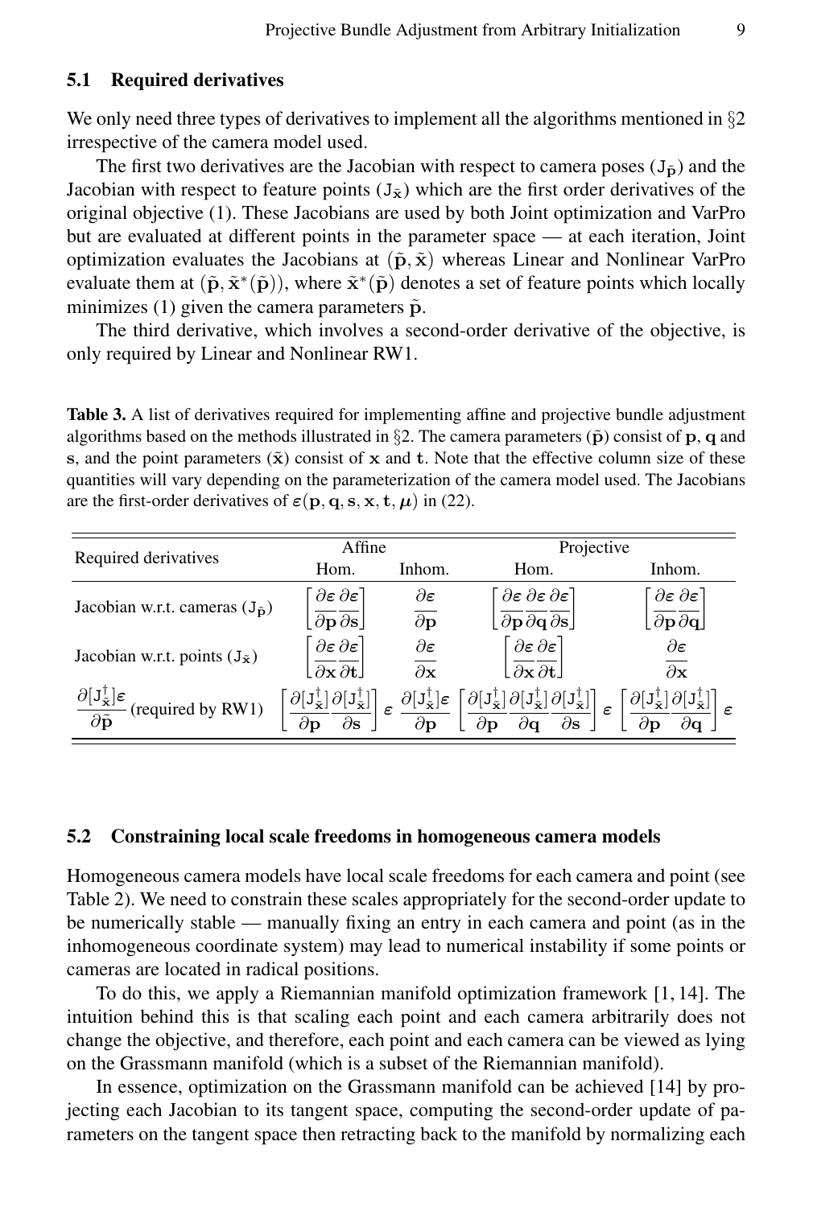### 5.1 Required derivatives

We only need three types of derivatives to implement all the algorithms mentioned in §2 irrespective of the camera model used.

The first two derivatives are the Jacobian with respect to camera poses ($\mathtt{J}_{\tilde{\mathbf{p}}}$) and the Jacobian with respect to feature points ($\mathtt{J}_{\tilde{\mathbf{x}}}$) which are the first order derivatives of the original objective (1). These Jacobians are used by both Joint optimization and VarPro but are evaluated at different points in the parameter space — at each iteration, Joint optimization evaluates the Jacobians at $(\tilde{\mathbf{p}}, \tilde{\mathbf{x}})$ whereas Linear and Nonlinear VarPro evaluate them at $(\tilde{\mathbf{p}}, \tilde{\mathbf{x}}^*(\tilde{\mathbf{p}}))$, where $\tilde{\mathbf{x}}^*(\tilde{\mathbf{p}})$ denotes a set of feature points which locally minimizes (1) given the camera parameters $\tilde{\mathbf{p}}$.

The third derivative, which involves a second-order derivative of the objective, is only required by Linear and Nonlinear RW1.

**Table 3.** A list of derivatives required for implementing affine and projective bundle adjustment algorithms based on the methods illustrated in §2. The camera parameters ($\tilde{\mathbf{p}}$) consist of $\mathbf{p}$, $\mathbf{q}$ and $\mathbf{s}$, and the point parameters ($\tilde{\mathbf{x}}$) consist of $\mathbf{x}$ and $\mathbf{t}$. Note that the effective column size of these quantities will vary depending on the parameterization of the camera model used. The Jacobians are the first-order derivatives of $\boldsymbol{\varepsilon}(\mathbf{p}, \mathbf{q}, \mathbf{s}, \mathbf{x}, \mathbf{t}, \boldsymbol{\mu})$ in (22).

| Required derivatives | Affine | | Projective | |
|---|---|---|---|---|
| | Hom. | Inhom. | Hom. | Inhom. |
| Jacobian w.r.t. cameras ($\mathtt{J}_{\tilde{\mathbf{p}}}$) | $\left[\frac{\partial\boldsymbol{\varepsilon}}{\partial\mathbf{p}} \frac{\partial\boldsymbol{\varepsilon}}{\partial\mathbf{s}}\right]$ | $\frac{\partial\boldsymbol{\varepsilon}}{\partial\mathbf{p}}$ | $\left[\frac{\partial\boldsymbol{\varepsilon}}{\partial\mathbf{p}} \frac{\partial\boldsymbol{\varepsilon}}{\partial\mathbf{q}} \frac{\partial\boldsymbol{\varepsilon}}{\partial\mathbf{s}}\right]$ | $\left[\frac{\partial\boldsymbol{\varepsilon}}{\partial\mathbf{p}} \frac{\partial\boldsymbol{\varepsilon}}{\partial\mathbf{q}}\right]$ |
| Jacobian w.r.t. points ($\mathtt{J}_{\tilde{\mathbf{x}}}$) | $\left[\frac{\partial\boldsymbol{\varepsilon}}{\partial\mathbf{x}} \frac{\partial\boldsymbol{\varepsilon}}{\partial\mathbf{t}}\right]$ | $\frac{\partial\boldsymbol{\varepsilon}}{\partial\mathbf{x}}$ | $\left[\frac{\partial\boldsymbol{\varepsilon}}{\partial\mathbf{x}} \frac{\partial\boldsymbol{\varepsilon}}{\partial\mathbf{t}}\right]$ | $\frac{\partial\boldsymbol{\varepsilon}}{\partial\mathbf{x}}$ |
| $\frac{\partial[\mathtt{J}_{\tilde{\mathbf{x}}}^{\dagger}]\boldsymbol{\varepsilon}}{\partial\tilde{\mathbf{p}}}$ (required by RW1) | $\left[\frac{\partial[\mathtt{J}_{\tilde{\mathbf{x}}}^{\dagger}]}{\partial\mathbf{p}} \frac{\partial[\mathtt{J}_{\tilde{\mathbf{x}}}^{\dagger}]}{\partial\mathbf{s}}\right]\boldsymbol{\varepsilon}$ | $\frac{\partial[\mathtt{J}_{\tilde{\mathbf{x}}}^{\dagger}]\boldsymbol{\varepsilon}}{\partial\mathbf{p}}$ | $\left[\frac{\partial[\mathtt{J}_{\tilde{\mathbf{x}}}^{\dagger}]}{\partial\mathbf{p}} \frac{\partial[\mathtt{J}_{\tilde{\mathbf{x}}}^{\dagger}]}{\partial\mathbf{q}} \frac{\partial[\mathtt{J}_{\tilde{\mathbf{x}}}^{\dagger}]}{\partial\mathbf{s}}\right]\boldsymbol{\varepsilon}$ | $\left[\frac{\partial[\mathtt{J}_{\tilde{\mathbf{x}}}^{\dagger}]}{\partial\mathbf{p}} \frac{\partial[\mathtt{J}_{\tilde{\mathbf{x}}}^{\dagger}]}{\partial\mathbf{q}}\right]\boldsymbol{\varepsilon}$ |

### 5.2 Constraining local scale freedoms in homogeneous camera models

Homogeneous camera models have local scale freedoms for each camera and point (see Table 2). We need to constrain these scales appropriately for the second-order update to be numerically stable — manually fixing an entry in each camera and point (as in the inhomogeneous coordinate system) may lead to numerical instability if some points or cameras are located in radical positions.

To do this, we apply a Riemannian manifold optimization framework [1, 14]. The intuition behind this is that scaling each point and each camera arbitrarily does not change the objective, and therefore, each point and each camera can be viewed as lying on the Grassmann manifold (which is a subset of the Riemannian manifold).

In essence, optimization on the Grassmann manifold can be achieved [14] by projecting each Jacobian to its tangent space, computing the second-order update of parameters on the tangent space then retracting back to the manifold by normalizing each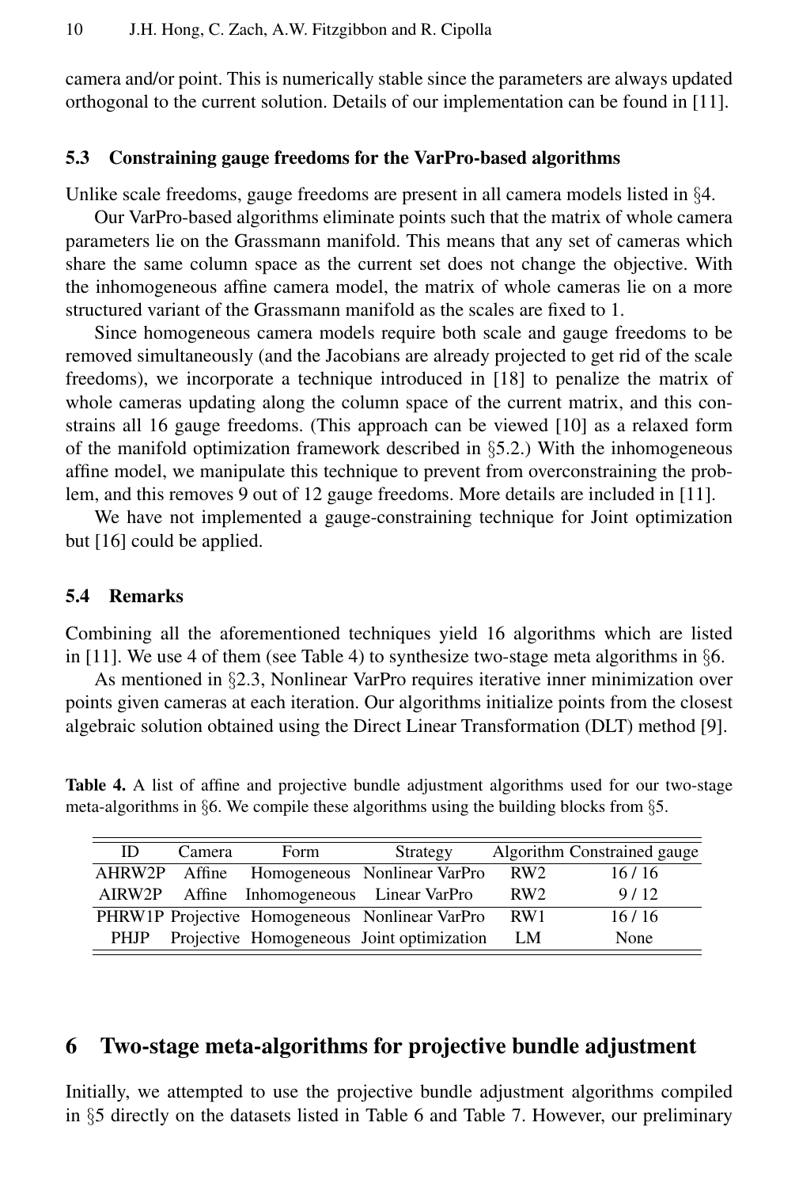camera and/or point. This is numerically stable since the parameters are always updated orthogonal to the current solution. Details of our implementation can be found in [11].

### 5.3 Constraining gauge freedoms for the VarPro-based algorithms

Unlike scale freedoms, gauge freedoms are present in all camera models listed in §4.

Our VarPro-based algorithms eliminate points such that the matrix of whole camera parameters lie on the Grassmann manifold. This means that any set of cameras which share the same column space as the current set does not change the objective. With the inhomogeneous affine camera model, the matrix of whole cameras lie on a more structured variant of the Grassmann manifold as the scales are fixed to 1.

Since homogeneous camera models require both scale and gauge freedoms to be removed simultaneously (and the Jacobians are already projected to get rid of the scale freedoms), we incorporate a technique introduced in [18] to penalize the matrix of whole cameras updating along the column space of the current matrix, and this constrains all 16 gauge freedoms. (This approach can be viewed [10] as a relaxed form of the manifold optimization framework described in §5.2.) With the inhomogeneous affine model, we manipulate this technique to prevent from overconstraining the problem, and this removes 9 out of 12 gauge freedoms. More details are included in [11].

We have not implemented a gauge-constraining technique for Joint optimization but [16] could be applied.

### 5.4 Remarks

Combining all the aforementioned techniques yield 16 algorithms which are listed in [11]. We use 4 of them (see Table 4) to synthesize two-stage meta algorithms in §6.

As mentioned in §2.3, Nonlinear VarPro requires iterative inner minimization over points given cameras at each iteration. Our algorithms initialize points from the closest algebraic solution obtained using the Direct Linear Transformation (DLT) method [9].

**Table 4.** A list of affine and projective bundle adjustment algorithms used for our two-stage meta-algorithms in §6. We compile these algorithms using the building blocks from §5.

| ID | Camera | Form | Strategy | Algorithm | Constrained gauge |
|---|---|---|---|---|---|
| AHRW2P | Affine | Homogeneous | Nonlinear VarPro | RW2 | 16 / 16 |
| AIRW2P | Affine | Inhomogeneous | Linear VarPro | RW2 | 9 / 12 |
| PHRW1P | Projective | Homogeneous | Nonlinear VarPro | RW1 | 16 / 16 |
| PHJP | Projective | Homogeneous | Joint optimization | LM | None |

## 6 Two-stage meta-algorithms for projective bundle adjustment

Initially, we attempted to use the projective bundle adjustment algorithms compiled in §5 directly on the datasets listed in Table 6 and Table 7. However, our preliminary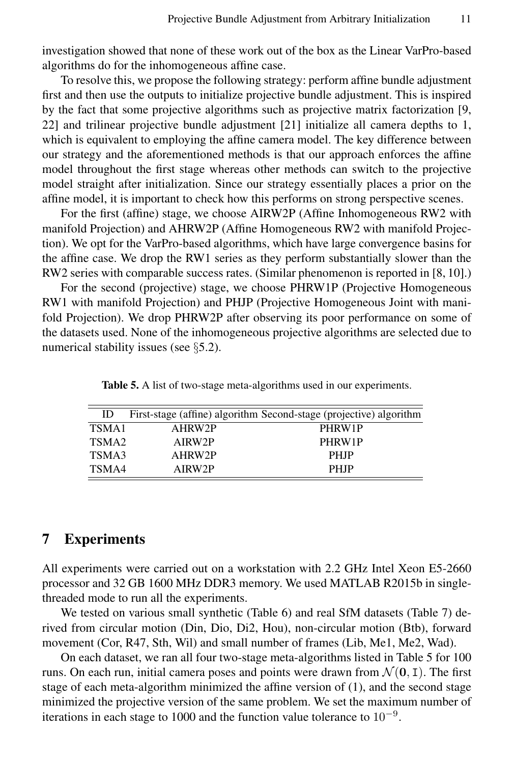investigation showed that none of these work out of the box as the Linear VarPro-based algorithms do for the inhomogeneous affine case.

To resolve this, we propose the following strategy: perform affine bundle adjustment first and then use the outputs to initialize projective bundle adjustment. This is inspired by the fact that some projective algorithms such as projective matrix factorization [9, 22] and trilinear projective bundle adjustment [21] initialize all camera depths to 1, which is equivalent to employing the affine camera model. The key difference between our strategy and the aforementioned methods is that our approach enforces the affine model throughout the first stage whereas other methods can switch to the projective model straight after initialization. Since our strategy essentially places a prior on the affine model, it is important to check how this performs on strong perspective scenes.

For the first (affine) stage, we choose AIRW2P (Affine Inhomogeneous RW2 with manifold Projection) and AHRW2P (Affine Homogeneous RW2 with manifold Projection). We opt for the VarPro-based algorithms, which have large convergence basins for the affine case. We drop the RW1 series as they perform substantially slower than the RW2 series with comparable success rates. (Similar phenomenon is reported in [8, 10].)

For the second (projective) stage, we choose PHRW1P (Projective Homogeneous RW1 with manifold Projection) and PHJP (Projective Homogeneous Joint with manifold Projection). We drop PHRW2P after observing its poor performance on some of the datasets used. None of the inhomogeneous projective algorithms are selected due to numerical stability issues (see §5.2).

**Table 5.** A list of two-stage meta-algorithms used in our experiments.

| ID | First-stage (affine) algorithm | Second-stage (projective) algorithm |
|---|---|---|
| TSMA1 | AHRW2P | PHRW1P |
| TSMA2 | AIRW2P | PHRW1P |
| TSMA3 | AHRW2P | PHJP |
| TSMA4 | AIRW2P | PHJP |

## 7 Experiments

All experiments were carried out on a workstation with 2.2 GHz Intel Xeon E5-2660 processor and 32 GB 1600 MHz DDR3 memory. We used MATLAB R2015b in single-threaded mode to run all the experiments.

We tested on various small synthetic (Table 6) and real SfM datasets (Table 7) derived from circular motion (Din, Dio, Di2, Hou), non-circular motion (Btb), forward movement (Cor, R47, Sth, Wil) and small number of frames (Lib, Me1, Me2, Wad).

On each dataset, we ran all four two-stage meta-algorithms listed in Table 5 for 100 runs. On each run, initial camera poses and points were drawn from $\mathcal{N}(\mathbf{0}, \mathtt{I})$. The first stage of each meta-algorithm minimized the affine version of (1), and the second stage minimized the projective version of the same problem. We set the maximum number of iterations in each stage to 1000 and the function value tolerance to $10^{-9}$.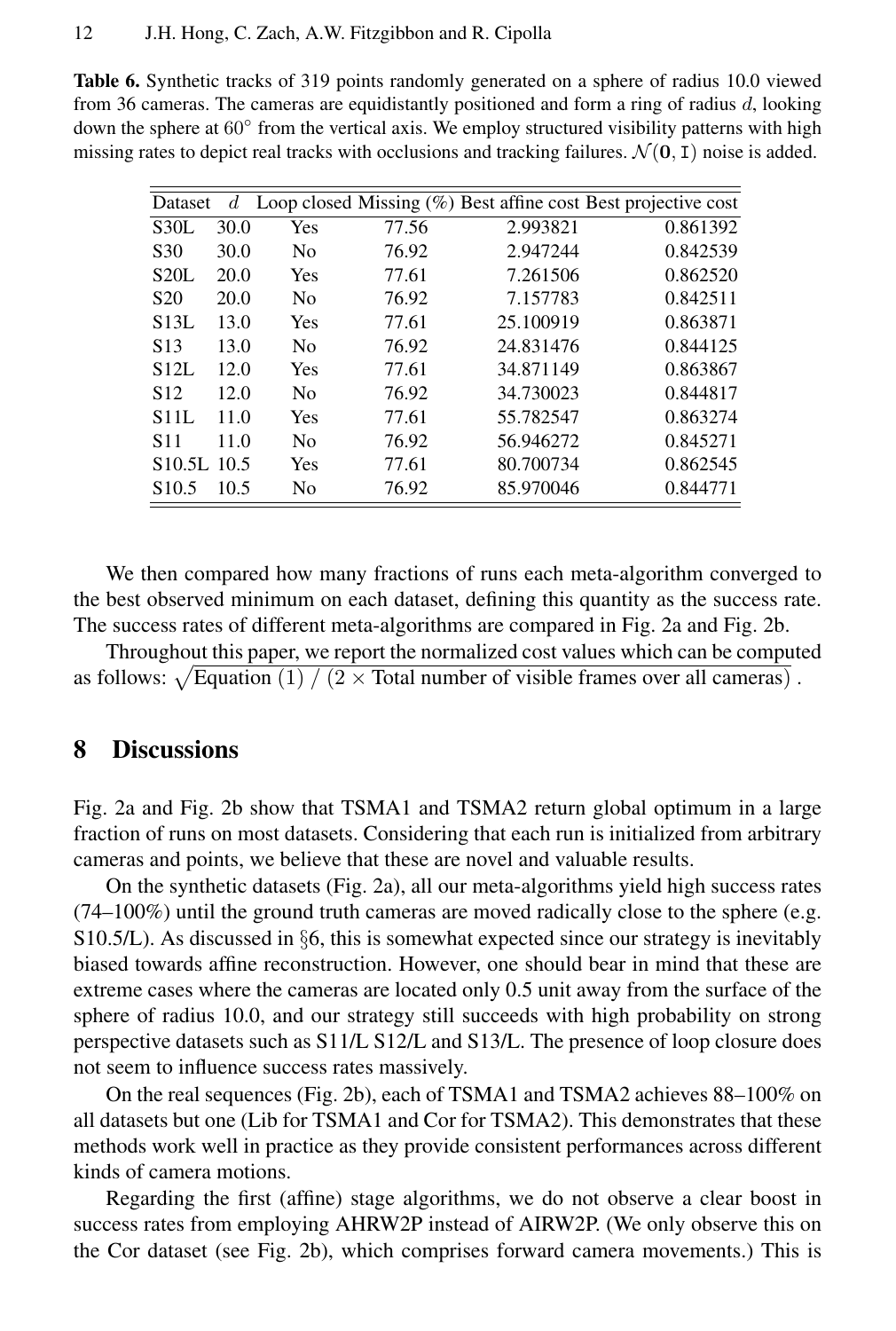**Table 6.** Synthetic tracks of 319 points randomly generated on a sphere of radius 10.0 viewed from 36 cameras. The cameras are equidistantly positioned and form a ring of radius $d$, looking down the sphere at $60^\circ$ from the vertical axis. We employ structured visibility patterns with high missing rates to depict real tracks with occlusions and tracking failures. $\mathcal{N}(\mathbf{0}, \mathtt{I})$ noise is added.

| Dataset | $d$ | Loop closed | Missing (%) | Best affine cost | Best projective cost |
|---|---|---|---|---|---|
| S30L | 30.0 | Yes | 77.56 | 2.993821 | 0.861392 |
| S30 | 30.0 | No | 76.92 | 2.947244 | 0.842539 |
| S20L | 20.0 | Yes | 77.61 | 7.261506 | 0.862520 |
| S20 | 20.0 | No | 76.92 | 7.157783 | 0.842511 |
| S13L | 13.0 | Yes | 77.61 | 25.100919 | 0.863871 |
| S13 | 13.0 | No | 76.92 | 24.831476 | 0.844125 |
| S12L | 12.0 | Yes | 77.61 | 34.871149 | 0.863867 |
| S12 | 12.0 | No | 76.92 | 34.730023 | 0.844817 |
| S11L | 11.0 | Yes | 77.61 | 55.782547 | 0.863274 |
| S11 | 11.0 | No | 76.92 | 56.946272 | 0.845271 |
| S10.5L | 10.5 | Yes | 77.61 | 80.700734 | 0.862545 |
| S10.5 | 10.5 | No | 76.92 | 85.970046 | 0.844771 |

We then compared how many fractions of runs each meta-algorithm converged to the best observed minimum on each dataset, defining this quantity as the success rate. The success rates of different meta-algorithms are compared in Fig. 2a and Fig. 2b.

Throughout this paper, we report the normalized cost values which can be computed as follows: $\sqrt{\text{Equation (1) / (2} \times \text{Total number of visible frames over all cameras)}}$.

## 8 Discussions

Fig. 2a and Fig. 2b show that TSMA1 and TSMA2 return global optimum in a large fraction of runs on most datasets. Considering that each run is initialized from arbitrary cameras and points, we believe that these are novel and valuable results.

On the synthetic datasets (Fig. 2a), all our meta-algorithms yield high success rates (74–100%) until the ground truth cameras are moved radically close to the sphere (e.g. S10.5/L). As discussed in §6, this is somewhat expected since our strategy is inevitably biased towards affine reconstruction. However, one should bear in mind that these are extreme cases where the cameras are located only 0.5 unit away from the surface of the sphere of radius 10.0, and our strategy still succeeds with high probability on strong perspective datasets such as S11/L S12/L and S13/L. The presence of loop closure does not seem to influence success rates massively.

On the real sequences (Fig. 2b), each of TSMA1 and TSMA2 achieves 88–100% on all datasets but one (Lib for TSMA1 and Cor for TSMA2). This demonstrates that these methods work well in practice as they provide consistent performances across different kinds of camera motions.

Regarding the first (affine) stage algorithms, we do not observe a clear boost in success rates from employing AHRW2P instead of AIRW2P. (We only observe this on the Cor dataset (see Fig. 2b), which comprises forward camera movements.) This is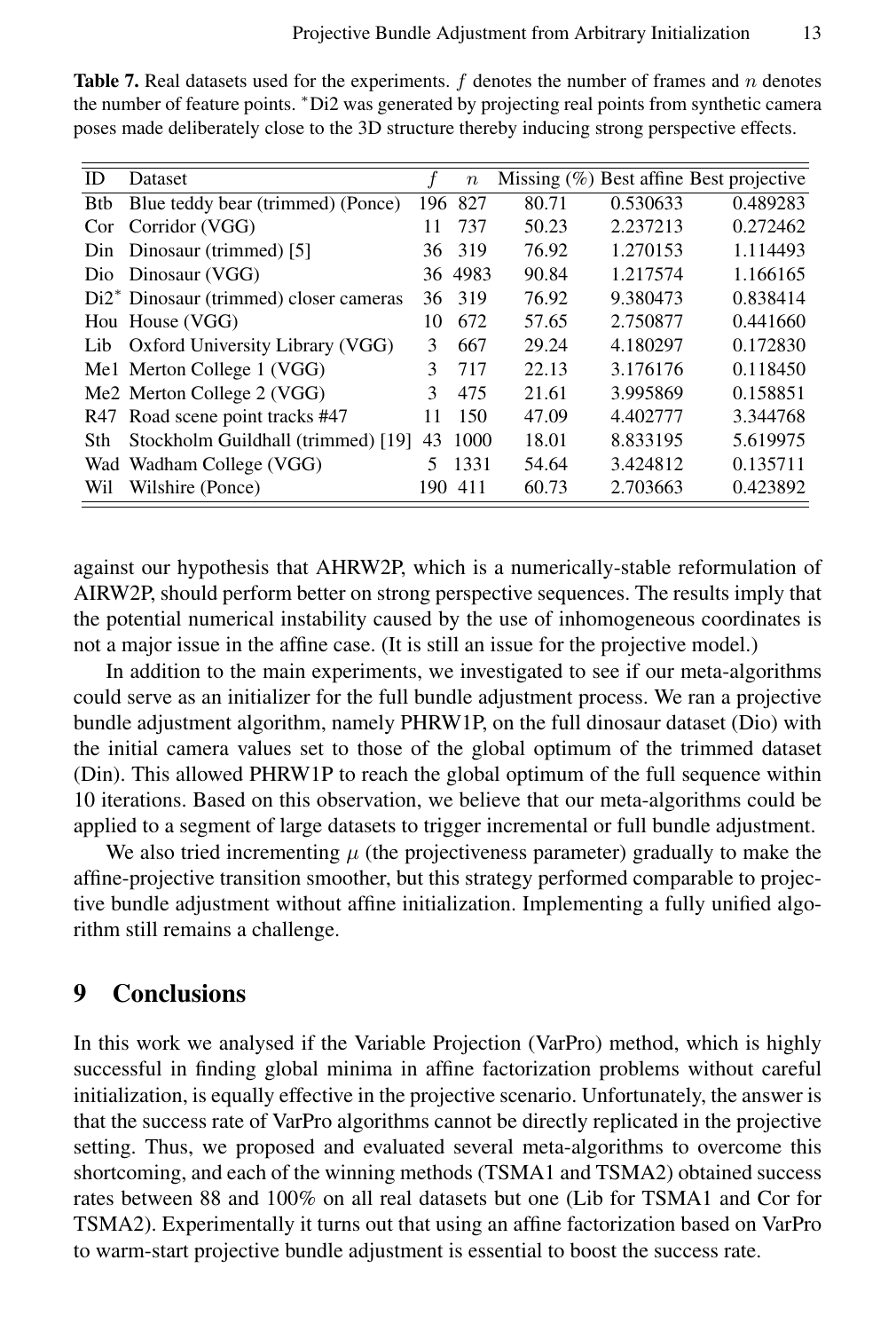**Table 7.** Real datasets used for the experiments. $f$ denotes the number of frames and $n$ denotes the number of feature points. *Di2 was generated by projecting real points from synthetic camera poses made deliberately close to the 3D structure thereby inducing strong perspective effects.

| ID | Dataset | $f$ | $n$ | Missing (%) | Best affine | Best projective |
|---|---|---|---|---|---|---|
| Btb | Blue teddy bear (trimmed) (Ponce) | 196 | 827 | 80.71 | 0.530633 | 0.489283 |
| Cor | Corridor (VGG) | 11 | 737 | 50.23 | 2.237213 | 0.272462 |
| Din | Dinosaur (trimmed) [5] | 36 | 319 | 76.92 | 1.270153 | 1.114493 |
| Dio | Dinosaur (VGG) | 36 | 4983 | 90.84 | 1.217574 | 1.166165 |
| Di2* | Dinosaur (trimmed) closer cameras | 36 | 319 | 76.92 | 9.380473 | 0.838414 |
| Hou | House (VGG) | 10 | 672 | 57.65 | 2.750877 | 0.441660 |
| Lib | Oxford University Library (VGG) | 3 | 667 | 29.24 | 4.180297 | 0.172830 |
| Me1 | Merton College 1 (VGG) | 3 | 717 | 22.13 | 3.176176 | 0.118450 |
| Me2 | Merton College 2 (VGG) | 3 | 475 | 21.61 | 3.995869 | 0.158851 |
| R47 | Road scene point tracks #47 | 11 | 150 | 47.09 | 4.402777 | 3.344768 |
| Sth | Stockholm Guildhall (trimmed) [19] | 43 | 1000 | 18.01 | 8.833195 | 5.619975 |
| Wad | Wadham College (VGG) | 5 | 1331 | 54.64 | 3.424812 | 0.135711 |
| Wil | Wilshire (Ponce) | 190 | 411 | 60.73 | 2.703663 | 0.423892 |

against our hypothesis that AHRW2P, which is a numerically-stable reformulation of AIRW2P, should perform better on strong perspective sequences. The results imply that the potential numerical instability caused by the use of inhomogeneous coordinates is not a major issue in the affine case. (It is still an issue for the projective model.)

In addition to the main experiments, we investigated to see if our meta-algorithms could serve as an initializer for the full bundle adjustment process. We ran a projective bundle adjustment algorithm, namely PHRW1P, on the full dinosaur dataset (Dio) with the initial camera values set to those of the global optimum of the trimmed dataset (Din). This allowed PHRW1P to reach the global optimum of the full sequence within 10 iterations. Based on this observation, we believe that our meta-algorithms could be applied to a segment of large datasets to trigger incremental or full bundle adjustment.

We also tried incrementing $\mu$ (the projectiveness parameter) gradually to make the affine-projective transition smoother, but this strategy performed comparable to projective bundle adjustment without affine initialization. Implementing a fully unified algorithm still remains a challenge.

## 9 Conclusions

In this work we analysed if the Variable Projection (VarPro) method, which is highly successful in finding global minima in affine factorization problems without careful initialization, is equally effective in the projective scenario. Unfortunately, the answer is that the success rate of VarPro algorithms cannot be directly replicated in the projective setting. Thus, we proposed and evaluated several meta-algorithms to overcome this shortcoming, and each of the winning methods (TSMA1 and TSMA2) obtained success rates between 88 and 100% on all real datasets but one (Lib for TSMA1 and Cor for TSMA2). Experimentally it turns out that using an affine factorization based on VarPro to warm-start projective bundle adjustment is essential to boost the success rate.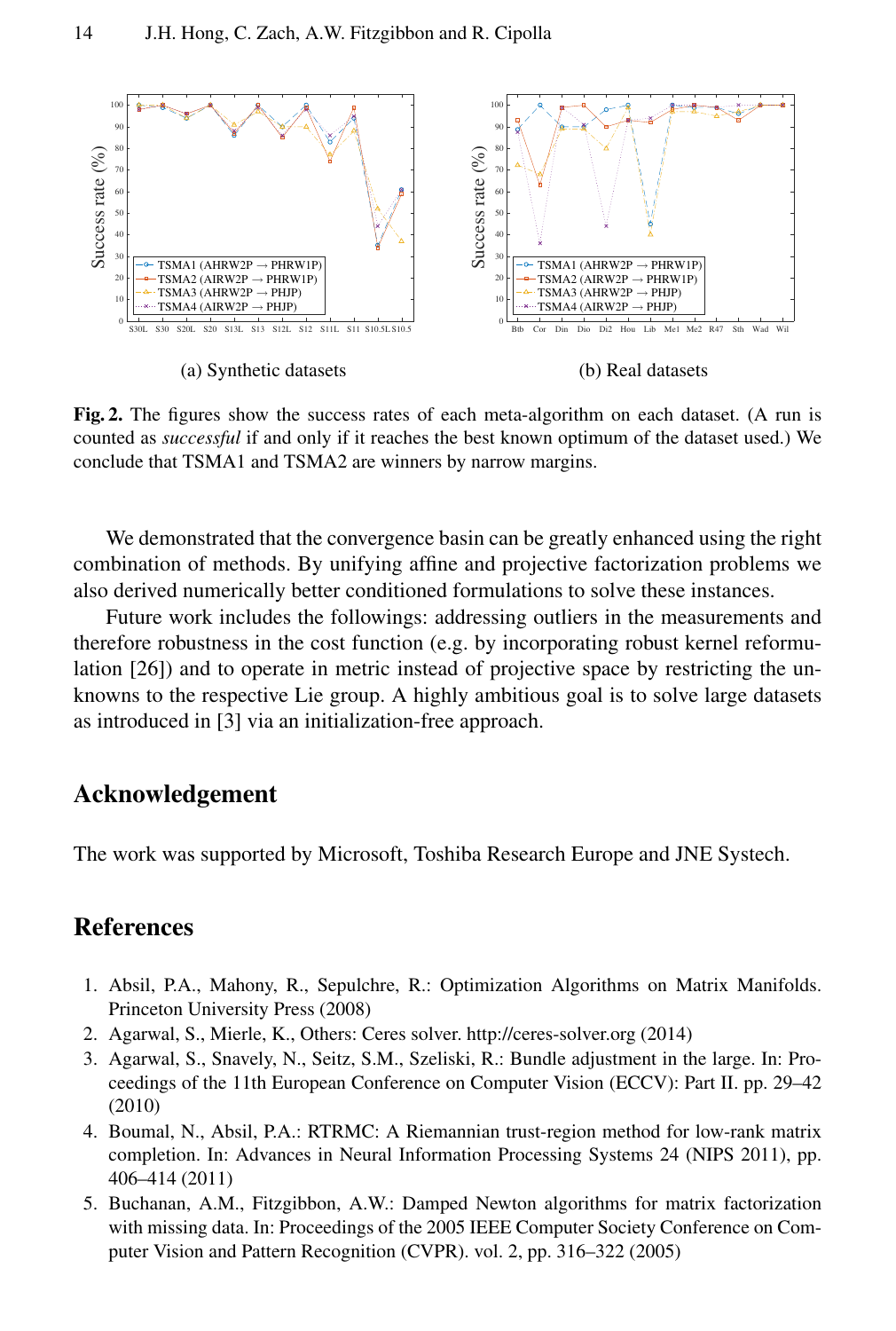(a) Synthetic datasets

(b) Real datasets

**Fig. 2.** The figures show the success rates of each meta-algorithm on each dataset. (A run is counted as *successful* if and only if it reaches the best known optimum of the dataset used.) We conclude that TSMA1 and TSMA2 are winners by narrow margins.

We demonstrated that the convergence basin can be greatly enhanced using the right combination of methods. By unifying affine and projective factorization problems we also derived numerically better conditioned formulations to solve these instances.

Future work includes the followings: addressing outliers in the measurements and therefore robustness in the cost function (e.g. by incorporating robust kernel reformulation [26]) and to operate in metric instead of projective space by restricting the unknowns to the respective Lie group. A highly ambitious goal is to solve large datasets as introduced in [3] via an initialization-free approach.

## Acknowledgement

The work was supported by Microsoft, Toshiba Research Europe and JNE Systech.

## References

1. Absil, P.A., Mahony, R., Sepulchre, R.: Optimization Algorithms on Matrix Manifolds. Princeton University Press (2008)
2. Agarwal, S., Mierle, K., Others: Ceres solver. http://ceres-solver.org (2014)
3. Agarwal, S., Snavely, N., Seitz, S.M., Szeliski, R.: Bundle adjustment in the large. In: Proceedings of the 11th European Conference on Computer Vision (ECCV): Part II. pp. 29–42 (2010)
4. Boumal, N., Absil, P.A.: RTRMC: A Riemannian trust-region method for low-rank matrix completion. In: Advances in Neural Information Processing Systems 24 (NIPS 2011), pp. 406–414 (2011)
5. Buchanan, A.M., Fitzgibbon, A.W.: Damped Newton algorithms for matrix factorization with missing data. In: Proceedings of the 2005 IEEE Computer Society Conference on Computer Vision and Pattern Recognition (CVPR). vol. 2, pp. 316–322 (2005)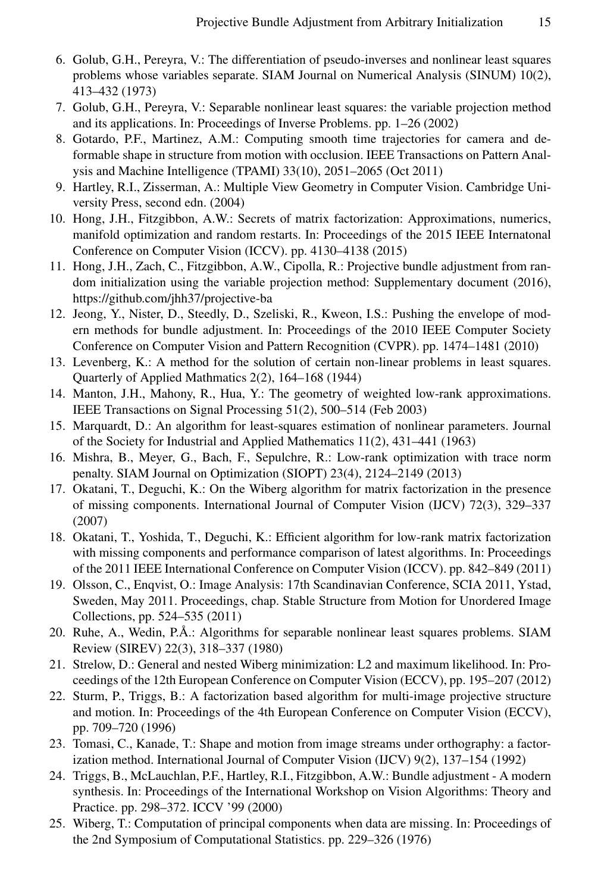6. Golub, G.H., Pereyra, V.: The differentiation of pseudo-inverses and nonlinear least squares problems whose variables separate. SIAM Journal on Numerical Analysis (SINUM) 10(2), 413–432 (1973)
7. Golub, G.H., Pereyra, V.: Separable nonlinear least squares: the variable projection method and its applications. In: Proceedings of Inverse Problems. pp. 1–26 (2002)
8. Gotardo, P.F., Martinez, A.M.: Computing smooth time trajectories for camera and deformable shape in structure from motion with occlusion. IEEE Transactions on Pattern Analysis and Machine Intelligence (TPAMI) 33(10), 2051–2065 (Oct 2011)
9. Hartley, R.I., Zisserman, A.: Multiple View Geometry in Computer Vision. Cambridge University Press, second edn. (2004)
10. Hong, J.H., Fitzgibbon, A.W.: Secrets of matrix factorization: Approximations, numerics, manifold optimization and random restarts. In: Proceedings of the 2015 IEEE Internatonal Conference on Computer Vision (ICCV). pp. 4130–4138 (2015)
11. Hong, J.H., Zach, C., Fitzgibbon, A.W., Cipolla, R.: Projective bundle adjustment from random initialization using the variable projection method: Supplementary document (2016), https://github.com/jhh37/projective-ba
12. Jeong, Y., Nister, D., Steedly, D., Szeliski, R., Kweon, I.S.: Pushing the envelope of modern methods for bundle adjustment. In: Proceedings of the 2010 IEEE Computer Society Conference on Computer Vision and Pattern Recognition (CVPR). pp. 1474–1481 (2010)
13. Levenberg, K.: A method for the solution of certain non-linear problems in least squares. Quarterly of Applied Mathmatics 2(2), 164–168 (1944)
14. Manton, J.H., Mahony, R., Hua, Y.: The geometry of weighted low-rank approximations. IEEE Transactions on Signal Processing 51(2), 500–514 (Feb 2003)
15. Marquardt, D.: An algorithm for least-squares estimation of nonlinear parameters. Journal of the Society for Industrial and Applied Mathematics 11(2), 431–441 (1963)
16. Mishra, B., Meyer, G., Bach, F., Sepulchre, R.: Low-rank optimization with trace norm penalty. SIAM Journal on Optimization (SIOPT) 23(4), 2124–2149 (2013)
17. Okatani, T., Deguchi, K.: On the Wiberg algorithm for matrix factorization in the presence of missing components. International Journal of Computer Vision (IJCV) 72(3), 329–337 (2007)
18. Okatani, T., Yoshida, T., Deguchi, K.: Efficient algorithm for low-rank matrix factorization with missing components and performance comparison of latest algorithms. In: Proceedings of the 2011 IEEE International Conference on Computer Vision (ICCV). pp. 842–849 (2011)
19. Olsson, C., Enqvist, O.: Image Analysis: 17th Scandinavian Conference, SCIA 2011, Ystad, Sweden, May 2011. Proceedings, chap. Stable Structure from Motion for Unordered Image Collections, pp. 524–535 (2011)
20. Ruhe, A., Wedin, P.Å.: Algorithms for separable nonlinear least squares problems. SIAM Review (SIREV) 22(3), 318–337 (1980)
21. Strelow, D.: General and nested Wiberg minimization: L2 and maximum likelihood. In: Proceedings of the 12th European Conference on Computer Vision (ECCV), pp. 195–207 (2012)
22. Sturm, P., Triggs, B.: A factorization based algorithm for multi-image projective structure and motion. In: Proceedings of the 4th European Conference on Computer Vision (ECCV), pp. 709–720 (1996)
23. Tomasi, C., Kanade, T.: Shape and motion from image streams under orthography: a factorization method. International Journal of Computer Vision (IJCV) 9(2), 137–154 (1992)
24. Triggs, B., McLauchlan, P.F., Hartley, R.I., Fitzgibbon, A.W.: Bundle adjustment - A modern synthesis. In: Proceedings of the International Workshop on Vision Algorithms: Theory and Practice. pp. 298–372. ICCV '99 (2000)
25. Wiberg, T.: Computation of principal components when data are missing. In: Proceedings of the 2nd Symposium of Computational Statistics. pp. 229–326 (1976)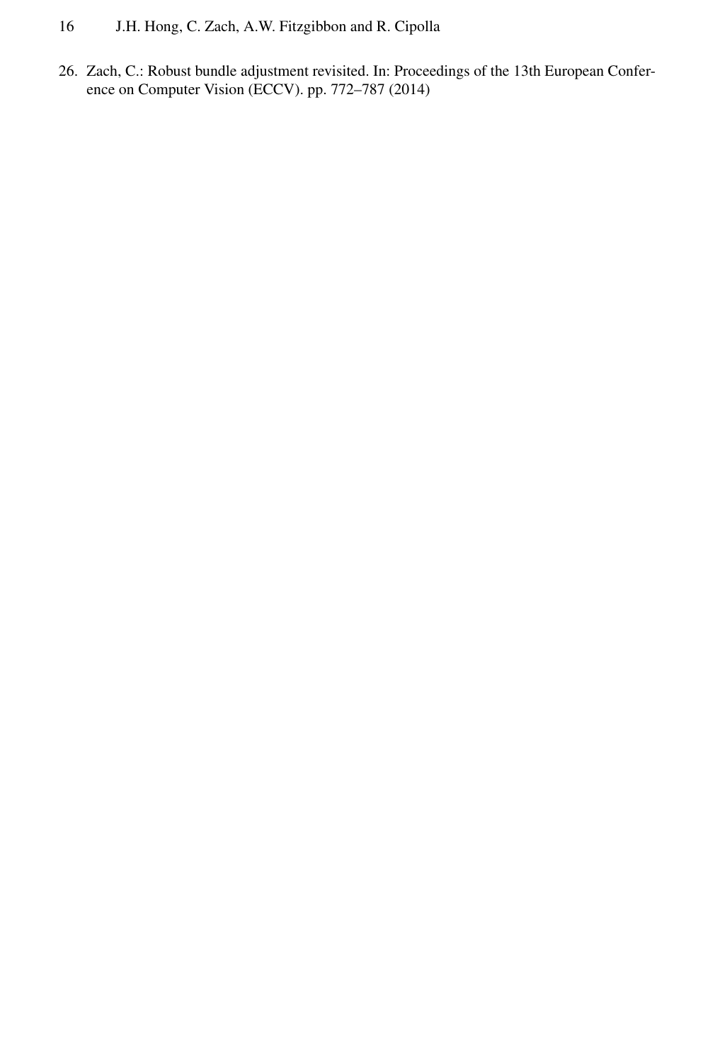26. Zach, C.: Robust bundle adjustment revisited. In: Proceedings of the 13th European Conference on Computer Vision (ECCV). pp. 772–787 (2014)